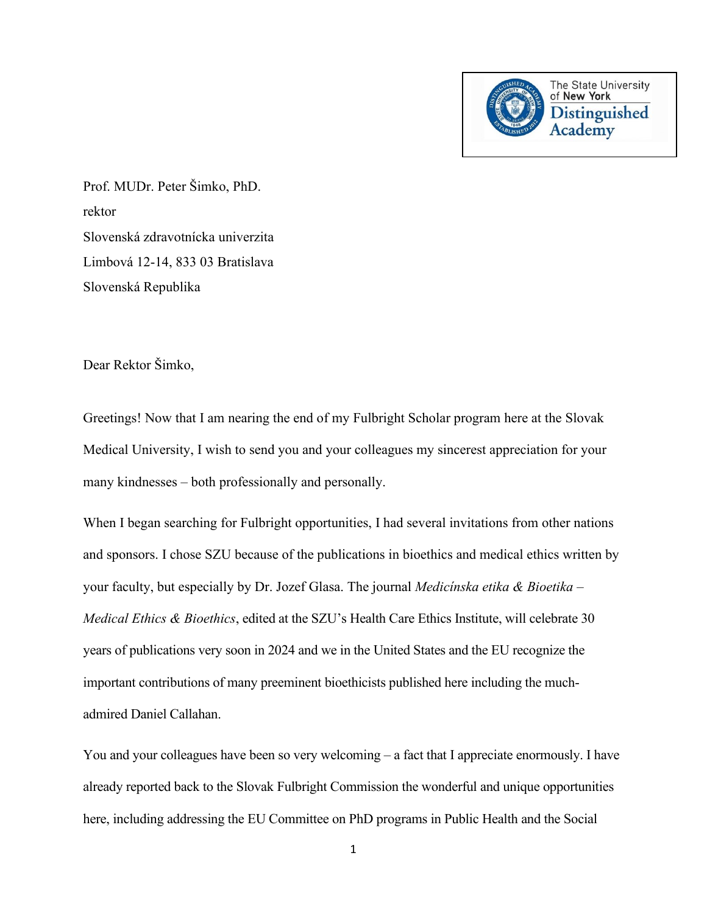The State University of New York Distinguished Academy

Prof. MUDr. Peter Šimko, PhD.
rektor
Slovenská zdravotnícka univerzita
Limbová 12-14, 833 03 Bratislava
Slovenská Republika

Dear Rektor Šimko,

Greetings! Now that I am nearing the end of my Fulbright Scholar program here at the Slovak Medical University, I wish to send you and your colleagues my sincerest appreciation for your many kindnesses – both professionally and personally.

When I began searching for Fulbright opportunities, I had several invitations from other nations and sponsors. I chose SZU because of the publications in bioethics and medical ethics written by your faculty, but especially by Dr. Jozef Glasa. The journal *Medicínska etika & Bioetika – Medical Ethics & Bioethics*, edited at the SZU's Health Care Ethics Institute, will celebrate 30 years of publications very soon in 2024 and we in the United States and the EU recognize the important contributions of many preeminent bioethicists published here including the much-admired Daniel Callahan.

You and your colleagues have been so very welcoming – a fact that I appreciate enormously. I have already reported back to the Slovak Fulbright Commission the wonderful and unique opportunities here, including addressing the EU Committee on PhD programs in Public Health and the Social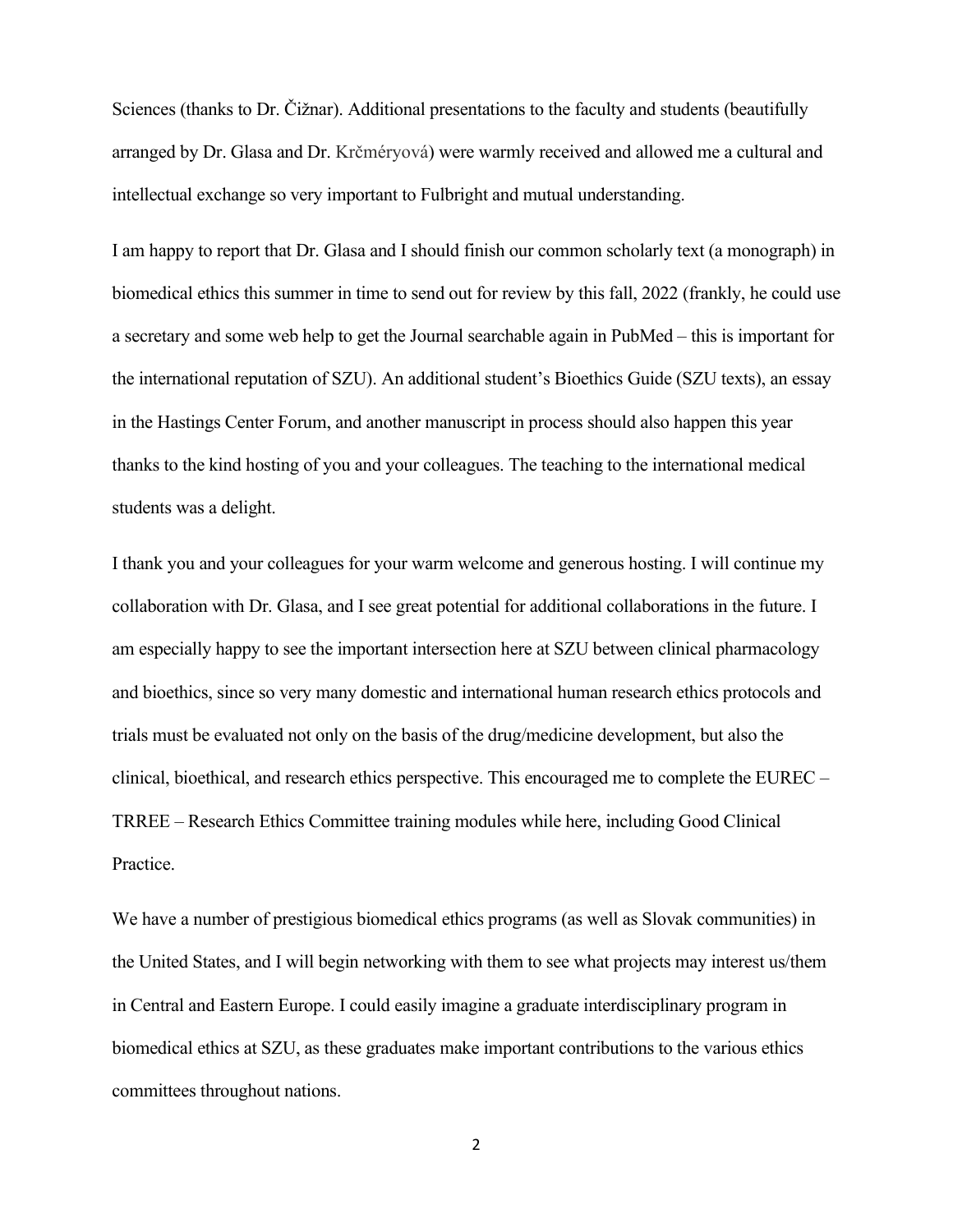Sciences (thanks to Dr. Čižnar). Additional presentations to the faculty and students (beautifully arranged by Dr. Glasa and Dr. Krčméryová) were warmly received and allowed me a cultural and intellectual exchange so very important to Fulbright and mutual understanding.

I am happy to report that Dr. Glasa and I should finish our common scholarly text (a monograph) in biomedical ethics this summer in time to send out for review by this fall, 2022 (frankly, he could use a secretary and some web help to get the Journal searchable again in PubMed – this is important for the international reputation of SZU). An additional student's Bioethics Guide (SZU texts), an essay in the Hastings Center Forum, and another manuscript in process should also happen this year thanks to the kind hosting of you and your colleagues. The teaching to the international medical students was a delight.

I thank you and your colleagues for your warm welcome and generous hosting. I will continue my collaboration with Dr. Glasa, and I see great potential for additional collaborations in the future. I am especially happy to see the important intersection here at SZU between clinical pharmacology and bioethics, since so very many domestic and international human research ethics protocols and trials must be evaluated not only on the basis of the drug/medicine development, but also the clinical, bioethical, and research ethics perspective. This encouraged me to complete the EUREC – TRREE – Research Ethics Committee training modules while here, including Good Clinical Practice.

We have a number of prestigious biomedical ethics programs (as well as Slovak communities) in the United States, and I will begin networking with them to see what projects may interest us/them in Central and Eastern Europe. I could easily imagine a graduate interdisciplinary program in biomedical ethics at SZU, as these graduates make important contributions to the various ethics committees throughout nations.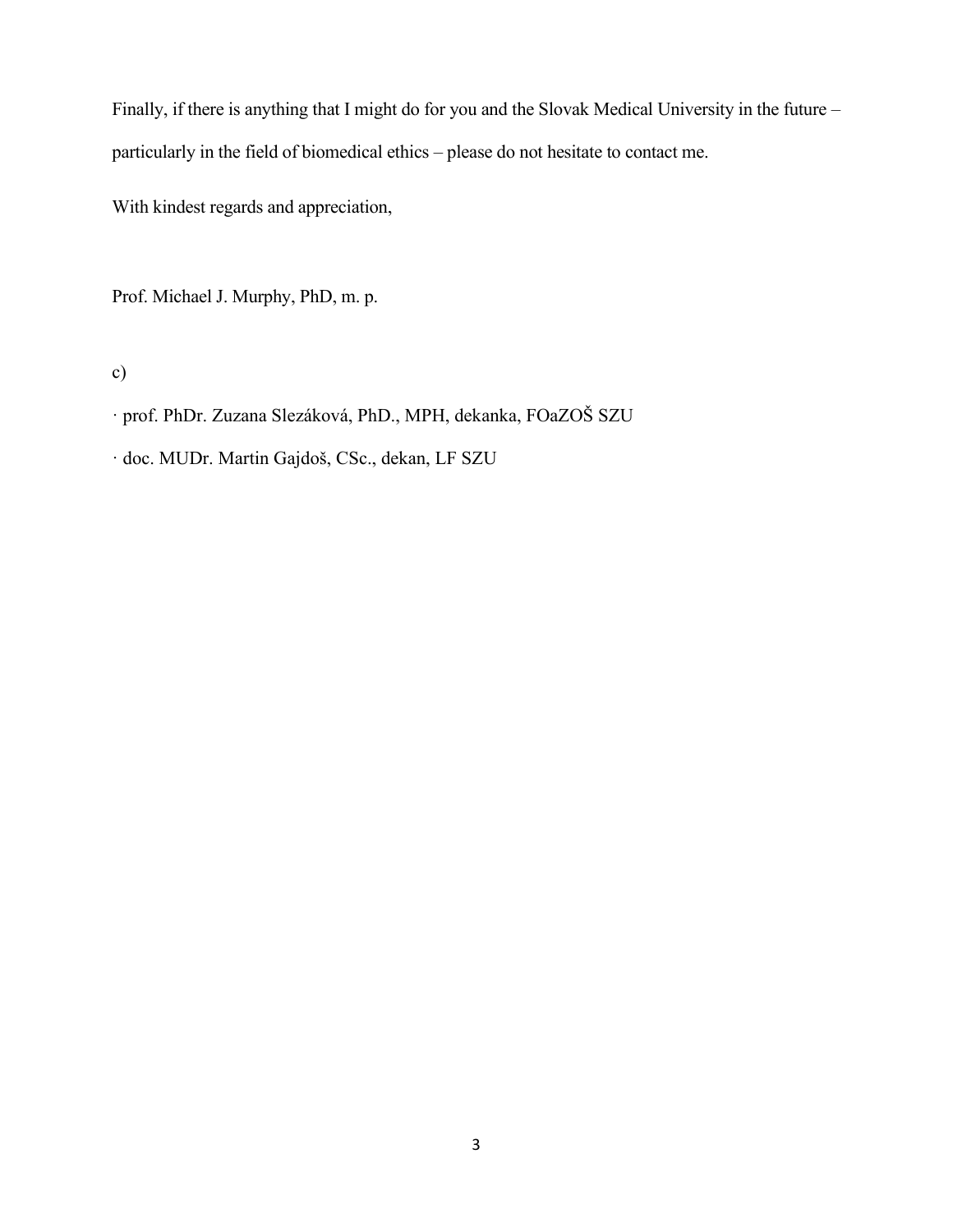Finally, if there is anything that I might do for you and the Slovak Medical University in the future – particularly in the field of biomedical ethics – please do not hesitate to contact me.

With kindest regards and appreciation,

Prof. Michael J. Murphy, PhD, m. p.

c)

· prof. PhDr. Zuzana Slezáková, PhD., MPH, dekanka, FOaZOŠ SZU

· doc. MUDr. Martin Gajdoš, CSc., dekan, LF SZU